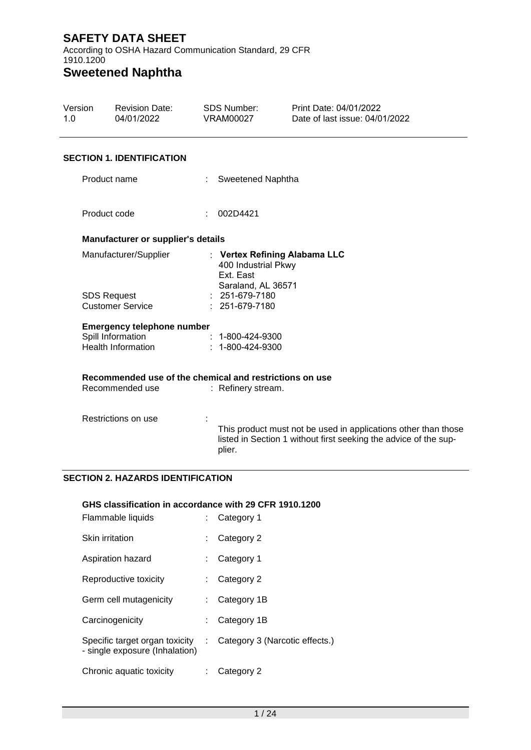# SAFETY DATA SHEET

According to OSHA Hazard Communication Standard, 29 CFR 1910.1200

# Sweetened Naphtha

| Version | Revision Date: | SDS Number: | Print Date: 04/01/2022 |
|---|---|---|---|
| 1.0 | 04/01/2022 | VRAM00027 | Date of last issue: 04/01/2022 |

## SECTION 1. IDENTIFICATION

Product name : Sweetened Naphtha

Product code : 002D4421

### Manufacturer or supplier's details

Manufacturer/Supplier : **Vertex Refining Alabama LLC**
400 Industrial Pkwy
Ext. East
Saraland, AL 36571

SDS Request : 251-679-7180
Customer Service : 251-679-7180

### Emergency telephone number

Spill Information : 1-800-424-9300
Health Information : 1-800-424-9300

### Recommended use of the chemical and restrictions on use

Recommended use : Refinery stream.

Restrictions on use : This product must not be used in applications other than those listed in Section 1 without first seeking the advice of the supplier.

## SECTION 2. HAZARDS IDENTIFICATION

### GHS classification in accordance with 29 CFR 1910.1200

| | |
|---|---|
| Flammable liquids | Category 1 |
| Skin irritation | Category 2 |
| Aspiration hazard | Category 1 |
| Reproductive toxicity | Category 2 |
| Germ cell mutagenicity | Category 1B |
| Carcinogenicity | Category 1B |
| Specific target organ toxicity - single exposure (Inhalation) | Category 3 (Narcotic effects.) |
| Chronic aquatic toxicity | Category 2 |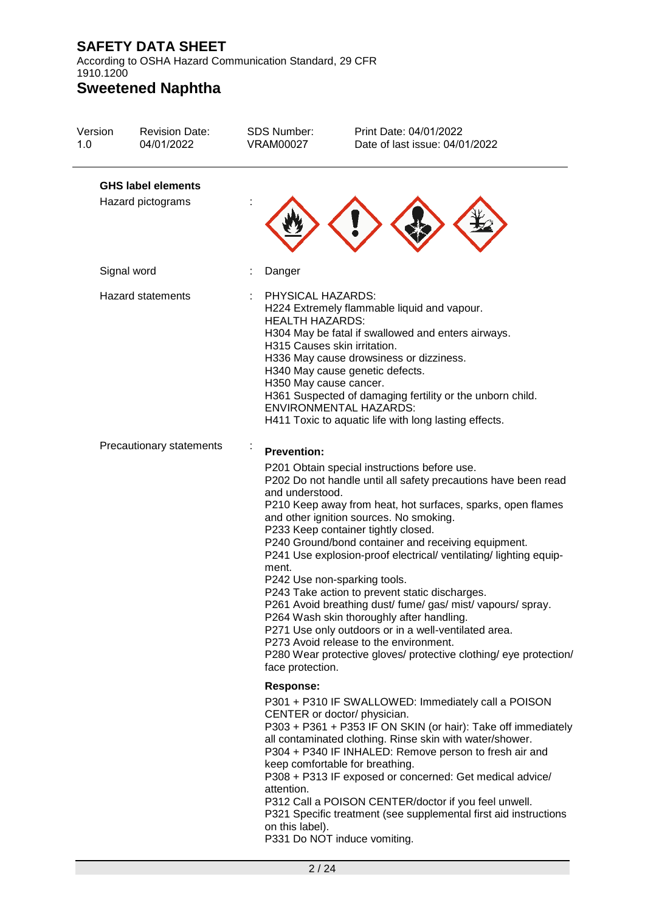### GHS label elements

Hazard pictograms :

Signal word : Danger

Hazard statements :

PHYSICAL HAZARDS:
H224 Extremely flammable liquid and vapour.
HEALTH HAZARDS:
H304 May be fatal if swallowed and enters airways.
H315 Causes skin irritation.
H336 May cause drowsiness or dizziness.
H340 May cause genetic defects.
H350 May cause cancer.
H361 Suspected of damaging fertility or the unborn child.
ENVIRONMENTAL HAZARDS:
H411 Toxic to aquatic life with long lasting effects.

Precautionary statements :

**Prevention:**

P201 Obtain special instructions before use.
P202 Do not handle until all safety precautions have been read and understood.
P210 Keep away from heat, hot surfaces, sparks, open flames and other ignition sources. No smoking.
P233 Keep container tightly closed.
P240 Ground/bond container and receiving equipment.
P241 Use explosion-proof electrical/ ventilating/ lighting equipment.
P242 Use non-sparking tools.
P243 Take action to prevent static discharges.
P261 Avoid breathing dust/ fume/ gas/ mist/ vapours/ spray.
P264 Wash skin thoroughly after handling.
P271 Use only outdoors or in a well-ventilated area.
P273 Avoid release to the environment.
P280 Wear protective gloves/ protective clothing/ eye protection/ face protection.

**Response:**

P301 + P310 IF SWALLOWED: Immediately call a POISON CENTER or doctor/ physician.
P303 + P361 + P353 IF ON SKIN (or hair): Take off immediately all contaminated clothing. Rinse skin with water/shower.
P304 + P340 IF INHALED: Remove person to fresh air and keep comfortable for breathing.
P308 + P313 IF exposed or concerned: Get medical advice/ attention.
P312 Call a POISON CENTER/doctor if you feel unwell.
P321 Specific treatment (see supplemental first aid instructions on this label).
P331 Do NOT induce vomiting.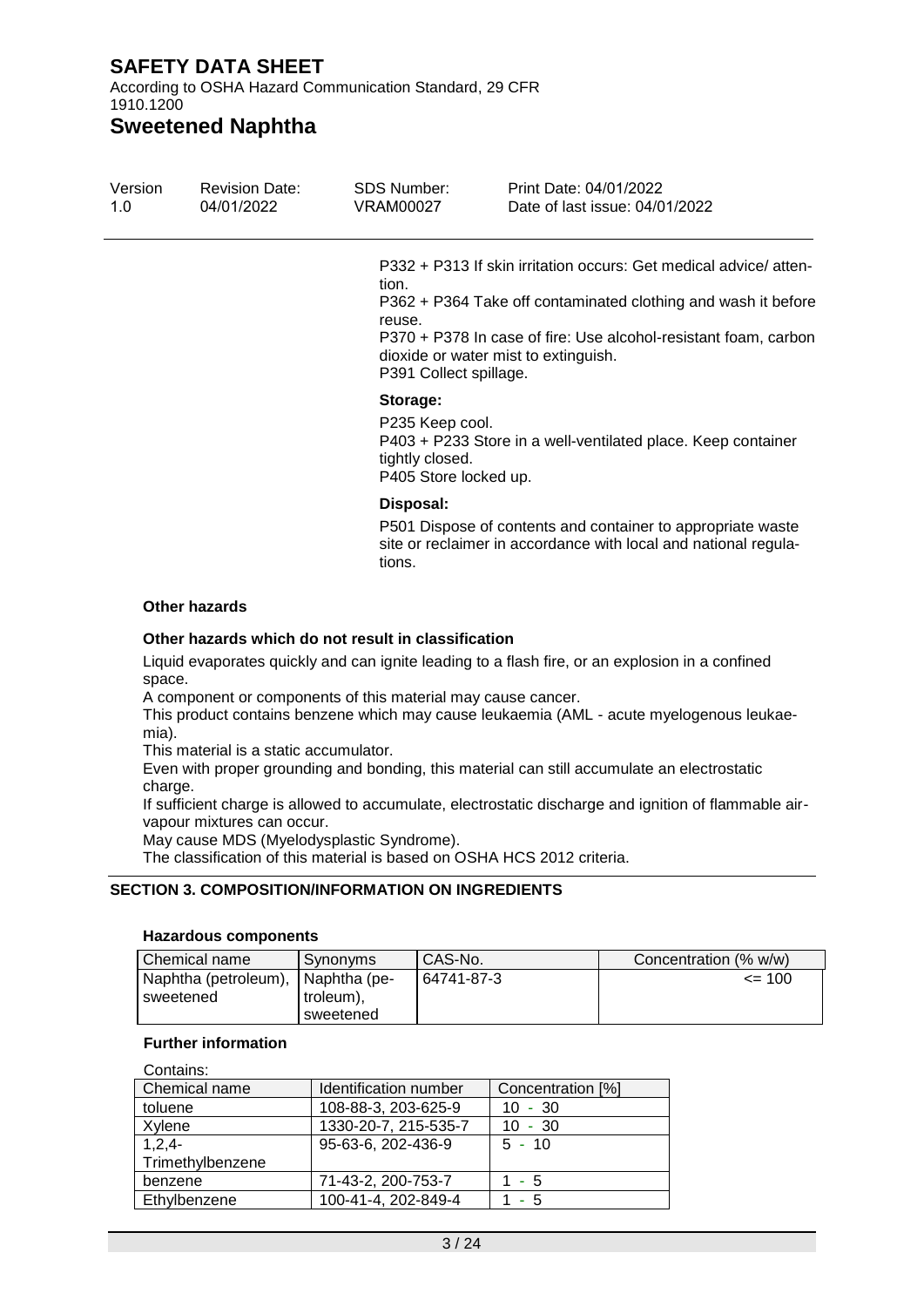P332 + P313 If skin irritation occurs: Get medical advice/ attention.
P362 + P364 Take off contaminated clothing and wash it before reuse.
P370 + P378 In case of fire: Use alcohol-resistant foam, carbon dioxide or water mist to extinguish.
P391 Collect spillage.

**Storage:**

P235 Keep cool.
P403 + P233 Store in a well-ventilated place. Keep container tightly closed.
P405 Store locked up.

**Disposal:**

P501 Dispose of contents and container to appropriate waste site or reclaimer in accordance with local and national regulations.

**Other hazards**

**Other hazards which do not result in classification**

Liquid evaporates quickly and can ignite leading to a flash fire, or an explosion in a confined space.
A component or components of this material may cause cancer.
This product contains benzene which may cause leukaemia (AML - acute myelogenous leukaemia).
This material is a static accumulator.
Even with proper grounding and bonding, this material can still accumulate an electrostatic charge.
If sufficient charge is allowed to accumulate, electrostatic discharge and ignition of flammable air-vapour mixtures can occur.
May cause MDS (Myelodysplastic Syndrome).
The classification of this material is based on OSHA HCS 2012 criteria.

## SECTION 3. COMPOSITION/INFORMATION ON INGREDIENTS

**Hazardous components**

| Chemical name | Synonyms | CAS-No. | Concentration (% w/w) |
|---|---|---|---|
| Naphtha (petroleum), sweetened | Naphtha (petroleum), sweetened | 64741-87-3 | <= 100 |

**Further information**

Contains:

| Chemical name | Identification number | Concentration [%] |
|---|---|---|
| toluene | 108-88-3, 203-625-9 | 10 - 30 |
| Xylene | 1330-20-7, 215-535-7 | 10 - 30 |
| 1,2,4-Trimethylbenzene | 95-63-6, 202-436-9 | 5 - 10 |
| benzene | 71-43-2, 200-753-7 | 1 - 5 |
| Ethylbenzene | 100-41-4, 202-849-4 | 1 - 5 |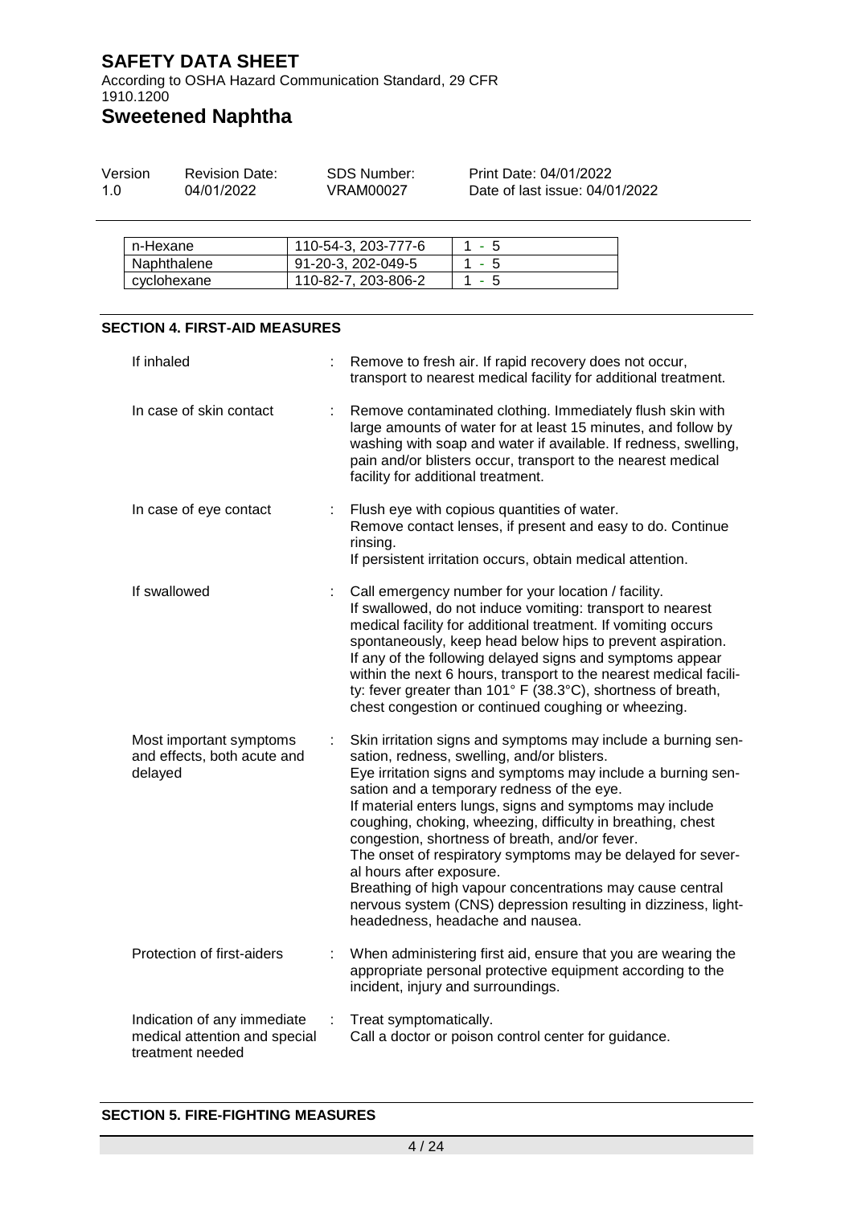| n-Hexane | 110-54-3, 203-777-6 | 1 - 5 |
|---|---|---|
| Naphthalene | 91-20-3, 202-049-5 | 1 - 5 |
| cyclohexane | 110-82-7, 203-806-2 | 1 - 5 |

## SECTION 4. FIRST-AID MEASURES

| | |
|---|---|
| If inhaled | : Remove to fresh air. If rapid recovery does not occur, transport to nearest medical facility for additional treatment. |
| In case of skin contact | : Remove contaminated clothing. Immediately flush skin with large amounts of water for at least 15 minutes, and follow by washing with soap and water if available. If redness, swelling, pain and/or blisters occur, transport to the nearest medical facility for additional treatment. |
| In case of eye contact | : Flush eye with copious quantities of water.<br>Remove contact lenses, if present and easy to do. Continue rinsing.<br>If persistent irritation occurs, obtain medical attention. |
| If swallowed | : Call emergency number for your location / facility.<br>If swallowed, do not induce vomiting: transport to nearest medical facility for additional treatment. If vomiting occurs spontaneously, keep head below hips to prevent aspiration.<br>If any of the following delayed signs and symptoms appear within the next 6 hours, transport to the nearest medical facility: fever greater than 101° F (38.3°C), shortness of breath, chest congestion or continued coughing or wheezing. |
| Most important symptoms and effects, both acute and delayed | : Skin irritation signs and symptoms may include a burning sensation, redness, swelling, and/or blisters.<br>Eye irritation signs and symptoms may include a burning sensation and a temporary redness of the eye.<br>If material enters lungs, signs and symptoms may include coughing, choking, wheezing, difficulty in breathing, chest congestion, shortness of breath, and/or fever.<br>The onset of respiratory symptoms may be delayed for several hours after exposure.<br>Breathing of high vapour concentrations may cause central nervous system (CNS) depression resulting in dizziness, lightheadedness, headache and nausea. |
| Protection of first-aiders | : When administering first aid, ensure that you are wearing the appropriate personal protective equipment according to the incident, injury and surroundings. |
| Indication of any immediate medical attention and special treatment needed | : Treat symptomatically.<br>Call a doctor or poison control center for guidance. |

## SECTION 5. FIRE-FIGHTING MEASURES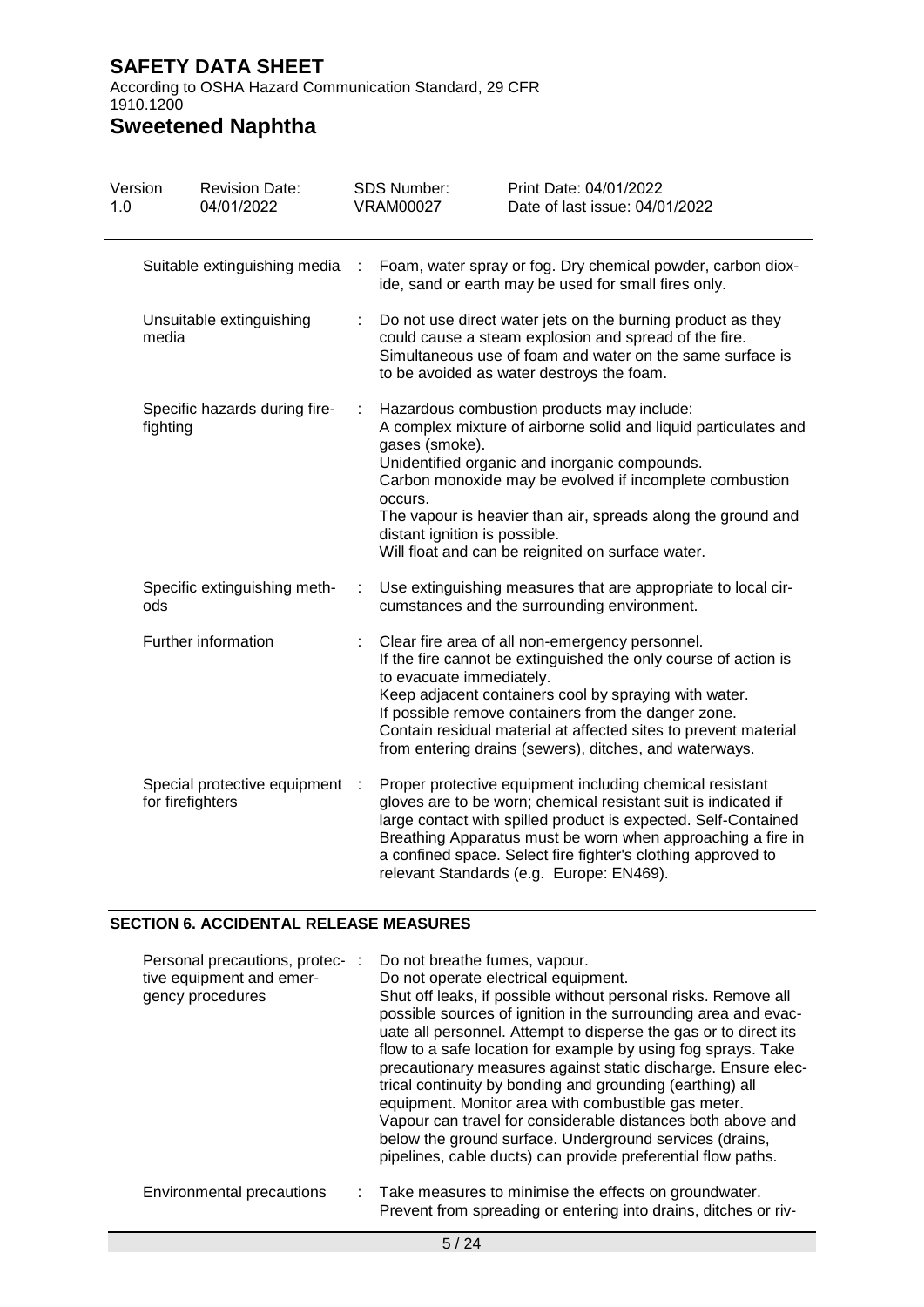| | |
|---|---|
| Suitable extinguishing media | Foam, water spray or fog. Dry chemical powder, carbon dioxide, sand or earth may be used for small fires only. |
| Unsuitable extinguishing media | Do not use direct water jets on the burning product as they could cause a steam explosion and spread of the fire. Simultaneous use of foam and water on the same surface is to be avoided as water destroys the foam. |
| Specific hazards during firefighting | Hazardous combustion products may include:<br>A complex mixture of airborne solid and liquid particulates and gases (smoke).<br>Unidentified organic and inorganic compounds.<br>Carbon monoxide may be evolved if incomplete combustion occurs.<br>The vapour is heavier than air, spreads along the ground and distant ignition is possible.<br>Will float and can be reignited on surface water. |
| Specific extinguishing methods | Use extinguishing measures that are appropriate to local circumstances and the surrounding environment. |
| Further information | Clear fire area of all non-emergency personnel.<br>If the fire cannot be extinguished the only course of action is to evacuate immediately.<br>Keep adjacent containers cool by spraying with water.<br>If possible remove containers from the danger zone.<br>Contain residual material at affected sites to prevent material from entering drains (sewers), ditches, and waterways. |
| Special protective equipment for firefighters | Proper protective equipment including chemical resistant gloves are to be worn; chemical resistant suit is indicated if large contact with spilled product is expected. Self-Contained Breathing Apparatus must be worn when approaching a fire in a confined space. Select fire fighter's clothing approved to relevant Standards (e.g. Europe: EN469). |

## SECTION 6. ACCIDENTAL RELEASE MEASURES

| | |
|---|---|
| Personal precautions, protective equipment and emergency procedures | Do not breathe fumes, vapour.<br>Do not operate electrical equipment.<br>Shut off leaks, if possible without personal risks. Remove all possible sources of ignition in the surrounding area and evacuate all personnel. Attempt to disperse the gas or to direct its flow to a safe location for example by using fog sprays. Take precautionary measures against static discharge. Ensure electrical continuity by bonding and grounding (earthing) all equipment. Monitor area with combustible gas meter.<br>Vapour can travel for considerable distances both above and below the ground surface. Underground services (drains, pipelines, cable ducts) can provide preferential flow paths. |
| Environmental precautions | Take measures to minimise the effects on groundwater.<br>Prevent from spreading or entering into drains, ditches or riv- |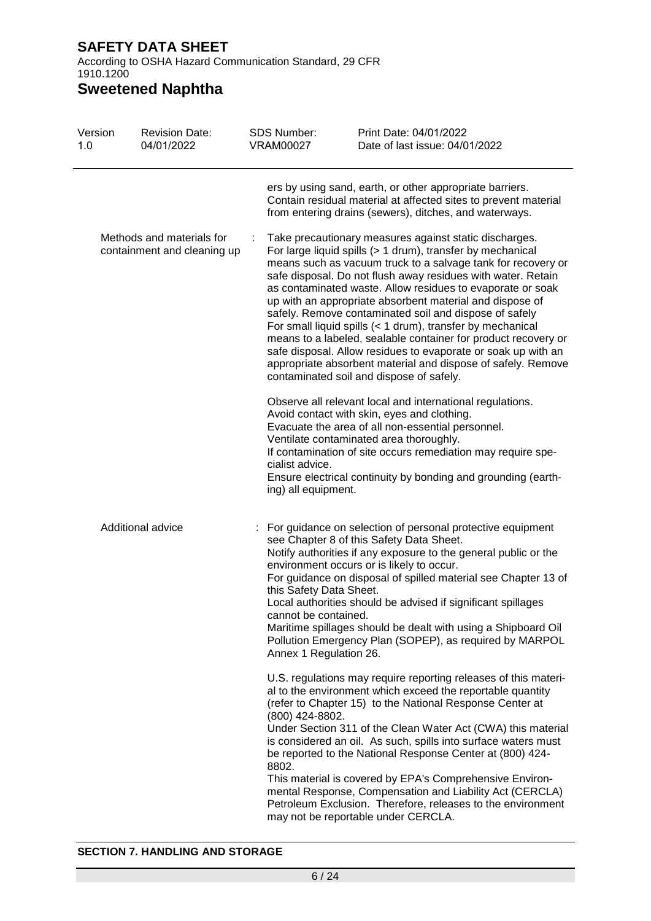ers by using sand, earth, or other appropriate barriers. Contain residual material at affected sites to prevent material from entering drains (sewers), ditches, and waterways.

Methods and materials for containment and cleaning up : Take precautionary measures against static discharges. For large liquid spills (> 1 drum), transfer by mechanical means such as vacuum truck to a salvage tank for recovery or safe disposal. Do not flush away residues with water. Retain as contaminated waste. Allow residues to evaporate or soak up with an appropriate absorbent material and dispose of safely. Remove contaminated soil and dispose of safely. For small liquid spills (< 1 drum), transfer by mechanical means to a labeled, sealable container for product recovery or safe disposal. Allow residues to evaporate or soak up with an appropriate absorbent material and dispose of safely. Remove contaminated soil and dispose of safely.

Observe all relevant local and international regulations.
Avoid contact with skin, eyes and clothing.
Evacuate the area of all non-essential personnel.
Ventilate contaminated area thoroughly.
If contamination of site occurs remediation may require specialist advice.
Ensure electrical continuity by bonding and grounding (earthing) all equipment.

Additional advice : For guidance on selection of personal protective equipment see Chapter 8 of this Safety Data Sheet.
Notify authorities if any exposure to the general public or the environment occurs or is likely to occur.
For guidance on disposal of spilled material see Chapter 13 of this Safety Data Sheet.
Local authorities should be advised if significant spillages cannot be contained.
Maritime spillages should be dealt with using a Shipboard Oil Pollution Emergency Plan (SOPEP), as required by MARPOL Annex 1 Regulation 26.

U.S. regulations may require reporting releases of this material to the environment which exceed the reportable quantity (refer to Chapter 15) to the National Response Center at (800) 424-8802.
Under Section 311 of the Clean Water Act (CWA) this material is considered an oil. As such, spills into surface waters must be reported to the National Response Center at (800) 424-8802.
This material is covered by EPA's Comprehensive Environmental Response, Compensation and Liability Act (CERCLA) Petroleum Exclusion. Therefore, releases to the environment may not be reportable under CERCLA.

## SECTION 7. HANDLING AND STORAGE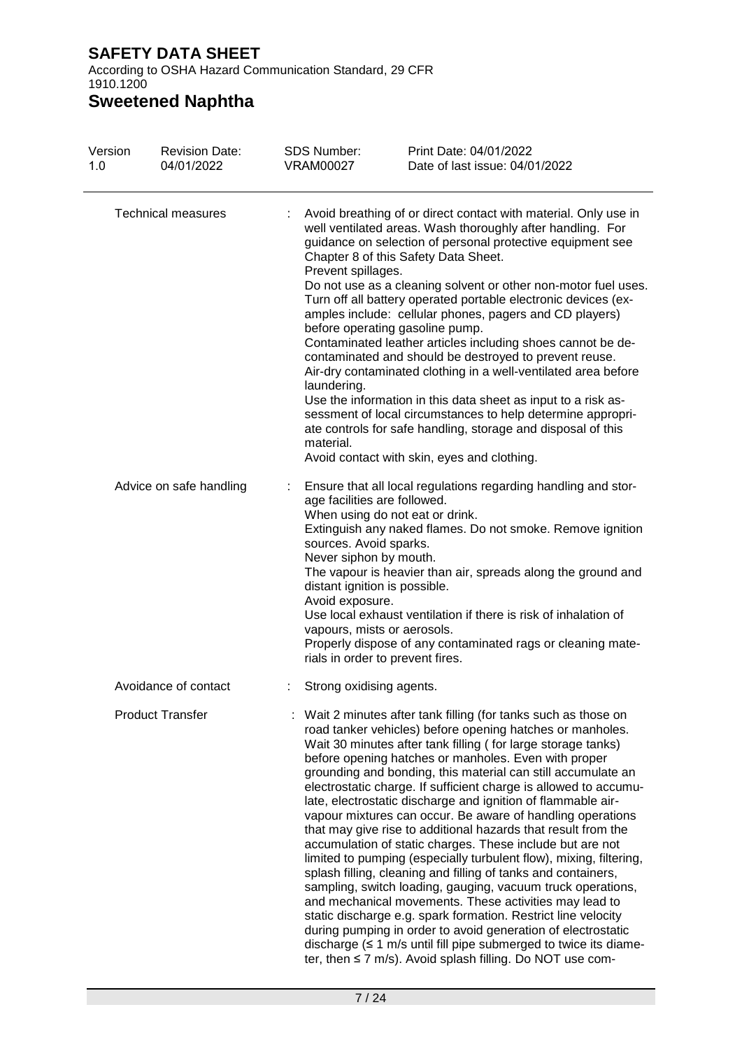| | | |
|---|---|---|
| Technical measures | : | Avoid breathing of or direct contact with material. Only use in well ventilated areas. Wash thoroughly after handling. For guidance on selection of personal protective equipment see Chapter 8 of this Safety Data Sheet.<br>Prevent spillages.<br>Do not use as a cleaning solvent or other non-motor fuel uses.<br>Turn off all battery operated portable electronic devices (examples include: cellular phones, pagers and CD players) before operating gasoline pump.<br>Contaminated leather articles including shoes cannot be decontaminated and should be destroyed to prevent reuse.<br>Air-dry contaminated clothing in a well-ventilated area before laundering.<br>Use the information in this data sheet as input to a risk assessment of local circumstances to help determine appropriate controls for safe handling, storage and disposal of this material.<br>Avoid contact with skin, eyes and clothing. |
| Advice on safe handling | : | Ensure that all local regulations regarding handling and storage facilities are followed.<br>When using do not eat or drink.<br>Extinguish any naked flames. Do not smoke. Remove ignition sources. Avoid sparks.<br>Never siphon by mouth.<br>The vapour is heavier than air, spreads along the ground and distant ignition is possible.<br>Avoid exposure.<br>Use local exhaust ventilation if there is risk of inhalation of vapours, mists or aerosols.<br>Properly dispose of any contaminated rags or cleaning materials in order to prevent fires. |
| Avoidance of contact | : | Strong oxidising agents. |
| Product Transfer | : | Wait 2 minutes after tank filling (for tanks such as those on road tanker vehicles) before opening hatches or manholes. Wait 30 minutes after tank filling ( for large storage tanks) before opening hatches or manholes. Even with proper grounding and bonding, this material can still accumulate an electrostatic charge. If sufficient charge is allowed to accumulate, electrostatic discharge and ignition of flammable air-vapour mixtures can occur. Be aware of handling operations that may give rise to additional hazards that result from the accumulation of static charges. These include but are not limited to pumping (especially turbulent flow), mixing, filtering, splash filling, cleaning and filling of tanks and containers, sampling, switch loading, gauging, vacuum truck operations, and mechanical movements. These activities may lead to static discharge e.g. spark formation. Restrict line velocity during pumping in order to avoid generation of electrostatic discharge (≤ 1 m/s until fill pipe submerged to twice its diameter, then ≤ 7 m/s). Avoid splash filling. Do NOT use com- |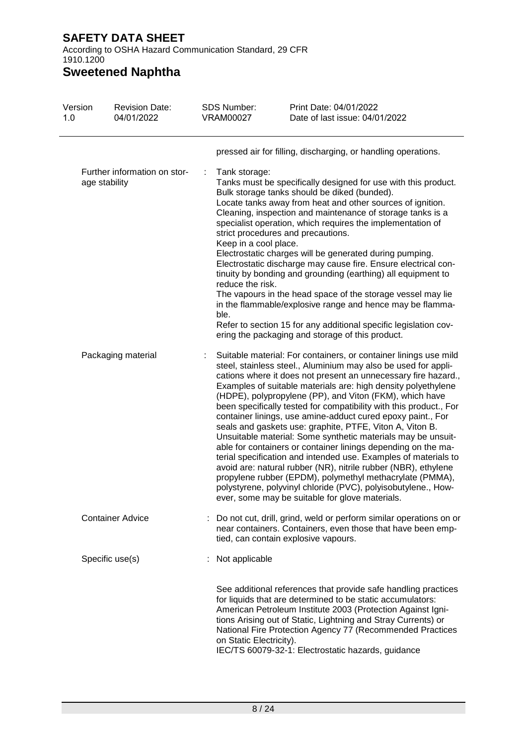pressed air for filling, discharging, or handling operations.

| | | |
|---|---|---|
| Further information on storage stability | : | Tank storage:<br>Tanks must be specifically designed for use with this product.<br>Bulk storage tanks should be diked (bunded).<br>Locate tanks away from heat and other sources of ignition.<br>Cleaning, inspection and maintenance of storage tanks is a specialist operation, which requires the implementation of strict procedures and precautions.<br>Keep in a cool place.<br>Electrostatic charges will be generated during pumping.<br>Electrostatic discharge may cause fire. Ensure electrical continuity by bonding and grounding (earthing) all equipment to reduce the risk.<br>The vapours in the head space of the storage vessel may lie in the flammable/explosive range and hence may be flammable.<br>Refer to section 15 for any additional specific legislation covering the packaging and storage of this product. |
| Packaging material | : | Suitable material: For containers, or container linings use mild steel, stainless steel., Aluminium may also be used for applications where it does not present an unnecessary fire hazard., Examples of suitable materials are: high density polyethylene (HDPE), polypropylene (PP), and Viton (FKM), which have been specifically tested for compatibility with this product., For container linings, use amine-adduct cured epoxy paint., For seals and gaskets use: graphite, PTFE, Viton A, Viton B.<br>Unsuitable material: Some synthetic materials may be unsuitable for containers or container linings depending on the material specification and intended use. Examples of materials to avoid are: natural rubber (NR), nitrile rubber (NBR), ethylene propylene rubber (EPDM), polymethyl methacrylate (PMMA), polystyrene, polyvinyl chloride (PVC), polyisobutylene., However, some may be suitable for glove materials. |
| Container Advice | : | Do not cut, drill, grind, weld or perform similar operations on or near containers. Containers, even those that have been emptied, can contain explosive vapours. |
| Specific use(s) | : | Not applicable |

See additional references that provide safe handling practices for liquids that are determined to be static accumulators: American Petroleum Institute 2003 (Protection Against Ignitions Arising out of Static, Lightning and Stray Currents) or National Fire Protection Agency 77 (Recommended Practices on Static Electricity).
IEC/TS 60079-32-1: Electrostatic hazards, guidance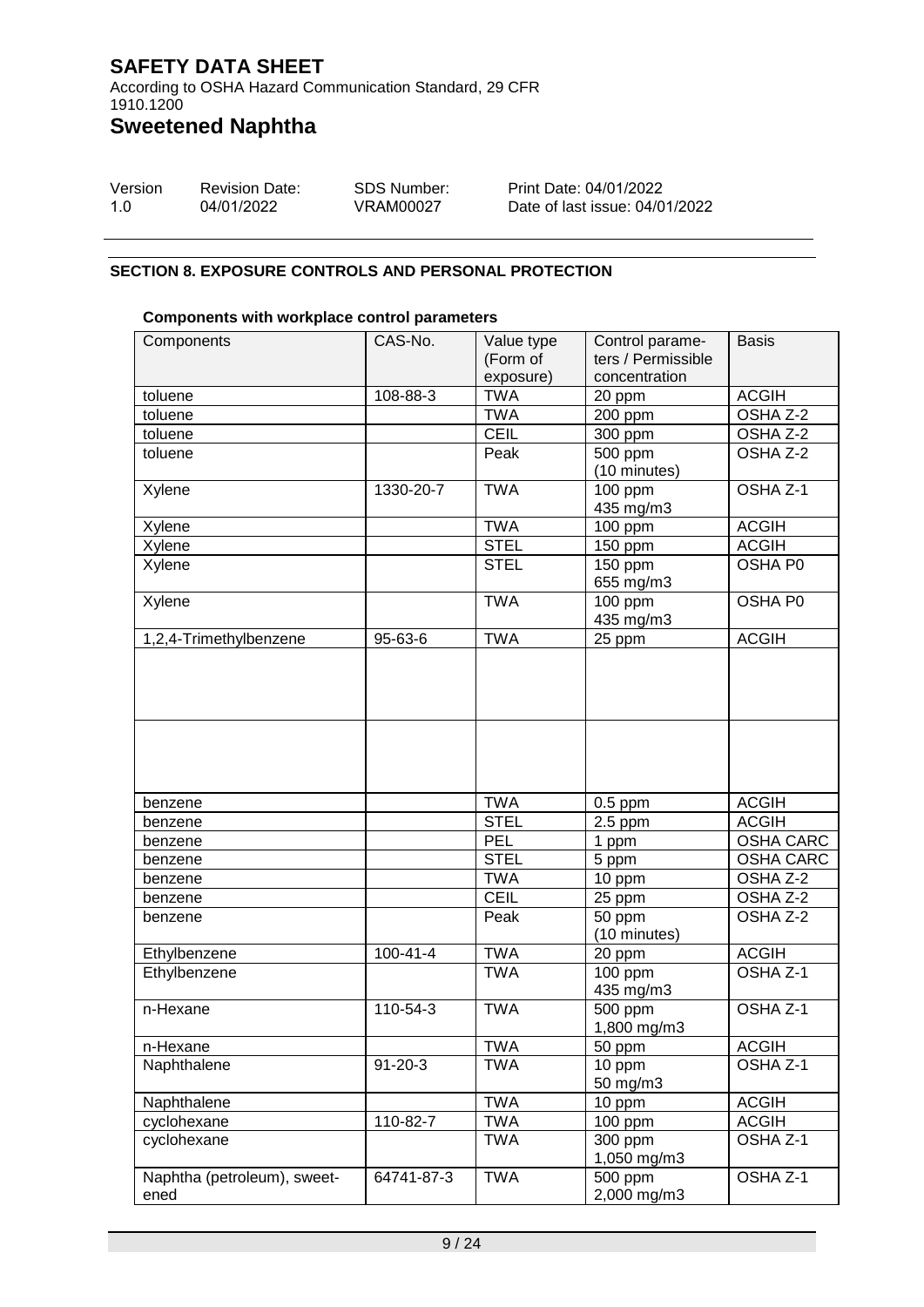**SAFETY DATA SHEET**

According to OSHA Hazard Communication Standard, 29 CFR 1910.1200

# Sweetened Naphtha

| Version | Revision Date: | SDS Number: | Print Date: 04/01/2022 |
|---|---|---|---|
| 1.0 | 04/01/2022 | VRAM00027 | Date of last issue: 04/01/2022 |

## SECTION 8. EXPOSURE CONTROLS AND PERSONAL PROTECTION

**Components with workplace control parameters**

| Components | CAS-No. | Value type (Form of exposure) | Control parameters / Permissible concentration | Basis |
|---|---|---|---|---|
| toluene | 108-88-3 | TWA | 20 ppm | ACGIH |
| toluene | | TWA | 200 ppm | OSHA Z-2 |
| toluene | | CEIL | 300 ppm | OSHA Z-2 |
| toluene | | Peak | 500 ppm (10 minutes) | OSHA Z-2 |
| Xylene | 1330-20-7 | TWA | 100 ppm 435 mg/m3 | OSHA Z-1 |
| Xylene | | TWA | 100 ppm | ACGIH |
| Xylene | | STEL | 150 ppm | ACGIH |
| Xylene | | STEL | 150 ppm 655 mg/m3 | OSHA P0 |
| Xylene | | TWA | 100 ppm 435 mg/m3 | OSHA P0 |
| 1,2,4-Trimethylbenzene | 95-63-6 | TWA | 25 ppm | ACGIH |
| | | | | |
| | | | | |
| benzene | | TWA | 0.5 ppm | ACGIH |
| benzene | | STEL | 2.5 ppm | ACGIH |
| benzene | | PEL | 1 ppm | OSHA CARC |
| benzene | | STEL | 5 ppm | OSHA CARC |
| benzene | | TWA | 10 ppm | OSHA Z-2 |
| benzene | | CEIL | 25 ppm | OSHA Z-2 |
| benzene | | Peak | 50 ppm (10 minutes) | OSHA Z-2 |
| Ethylbenzene | 100-41-4 | TWA | 20 ppm | ACGIH |
| Ethylbenzene | | TWA | 100 ppm 435 mg/m3 | OSHA Z-1 |
| n-Hexane | 110-54-3 | TWA | 500 ppm 1,800 mg/m3 | OSHA Z-1 |
| n-Hexane | | TWA | 50 ppm | ACGIH |
| Naphthalene | 91-20-3 | TWA | 10 ppm 50 mg/m3 | OSHA Z-1 |
| Naphthalene | | TWA | 10 ppm | ACGIH |
| cyclohexane | 110-82-7 | TWA | 100 ppm | ACGIH |
| cyclohexane | | TWA | 300 ppm 1,050 mg/m3 | OSHA Z-1 |
| Naphtha (petroleum), sweetened | 64741-87-3 | TWA | 500 ppm 2,000 mg/m3 | OSHA Z-1 |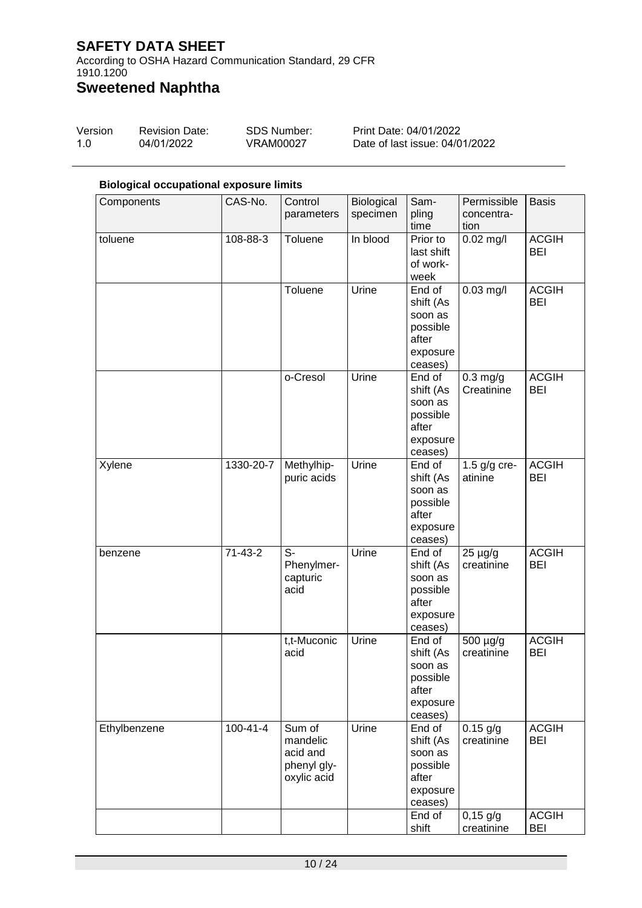**Biological occupational exposure limits**

| Components | CAS-No. | Control parameters | Biological specimen | Sampling time | Permissible concentration | Basis |
|---|---|---|---|---|---|---|
| toluene | 108-88-3 | Toluene | In blood | Prior to last shift of workweek | 0.02 mg/l | ACGIH BEI |
| | | Toluene | Urine | End of shift (As soon as possible after exposure ceases) | 0.03 mg/l | ACGIH BEI |
| | | o-Cresol | Urine | End of shift (As soon as possible after exposure ceases) | 0.3 mg/g Creatinine | ACGIH BEI |
| Xylene | 1330-20-7 | Methylhippuric acids | Urine | End of shift (As soon as possible after exposure ceases) | 1.5 g/g creatinine | ACGIH BEI |
| benzene | 71-43-2 | S-Phenylmercapturic acid | Urine | End of shift (As soon as possible after exposure ceases) | 25 µg/g creatinine | ACGIH BEI |
| | | t,t-Muconic acid | Urine | End of shift (As soon as possible after exposure ceases) | 500 µg/g creatinine | ACGIH BEI |
| Ethylbenzene | 100-41-4 | Sum of mandelic acid and phenyl glyoxylic acid | Urine | End of shift (As soon as possible after exposure ceases) | 0.15 g/g creatinine | ACGIH BEI |
| | | | | End of shift | 0,15 g/g creatinine | ACGIH BEI |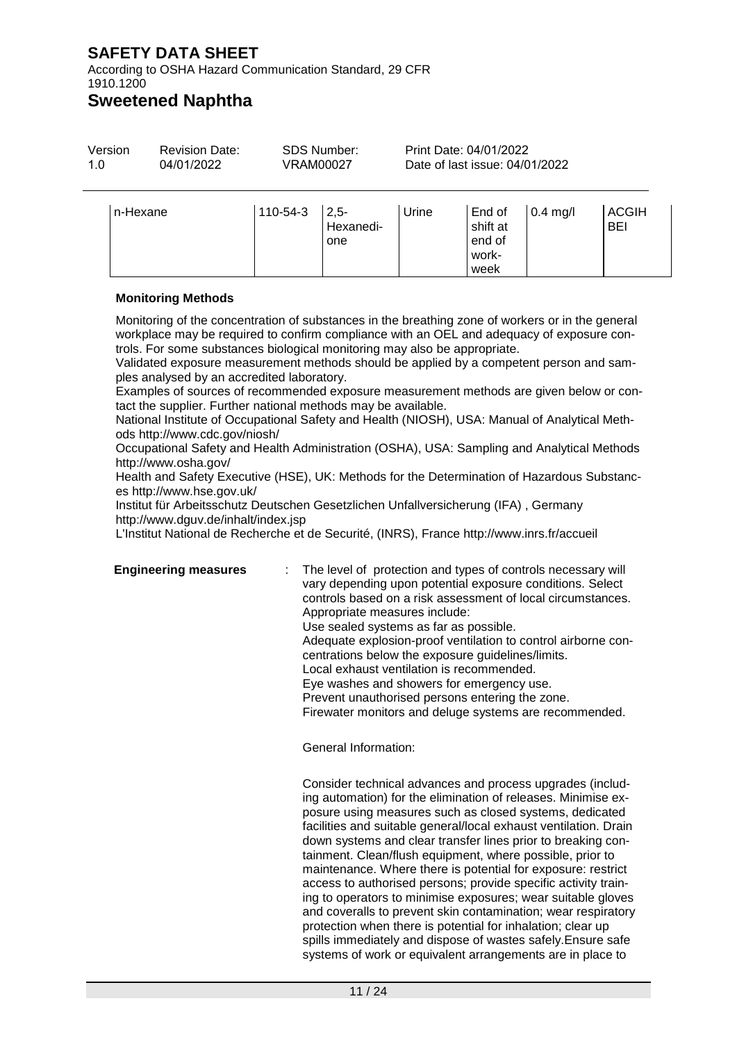| n-Hexane | 110-54-3 | 2,5-Hexanedione | Urine | End of shift at end of work-week | 0.4 mg/l | ACGIH BEI |
|---|---|---|---|---|---|---|

**Monitoring Methods**

Monitoring of the concentration of substances in the breathing zone of workers or in the general workplace may be required to confirm compliance with an OEL and adequacy of exposure controls. For some substances biological monitoring may also be appropriate.
Validated exposure measurement methods should be applied by a competent person and samples analysed by an accredited laboratory.
Examples of sources of recommended exposure measurement methods are given below or contact the supplier. Further national methods may be available.
National Institute of Occupational Safety and Health (NIOSH), USA: Manual of Analytical Methods http://www.cdc.gov/niosh/
Occupational Safety and Health Administration (OSHA), USA: Sampling and Analytical Methods http://www.osha.gov/
Health and Safety Executive (HSE), UK: Methods for the Determination of Hazardous Substances http://www.hse.gov.uk/
Institut für Arbeitsschutz Deutschen Gesetzlichen Unfallversicherung (IFA) , Germany http://www.dguv.de/inhalt/index.jsp
L'Institut National de Recherche et de Securité, (INRS), France http://www.inrs.fr/accueil

**Engineering measures** : The level of protection and types of controls necessary will vary depending upon potential exposure conditions. Select controls based on a risk assessment of local circumstances.
Appropriate measures include:
Use sealed systems as far as possible.
Adequate explosion-proof ventilation to control airborne concentrations below the exposure guidelines/limits.
Local exhaust ventilation is recommended.
Eye washes and showers for emergency use.
Prevent unauthorised persons entering the zone.
Firewater monitors and deluge systems are recommended.

General Information:

Consider technical advances and process upgrades (including automation) for the elimination of releases. Minimise exposure using measures such as closed systems, dedicated facilities and suitable general/local exhaust ventilation. Drain down systems and clear transfer lines prior to breaking containment. Clean/flush equipment, where possible, prior to maintenance. Where there is potential for exposure: restrict access to authorised persons; provide specific activity training to operators to minimise exposures; wear suitable gloves and coveralls to prevent skin contamination; wear respiratory protection when there is potential for inhalation; clear up spills immediately and dispose of wastes safely.Ensure safe systems of work or equivalent arrangements are in place to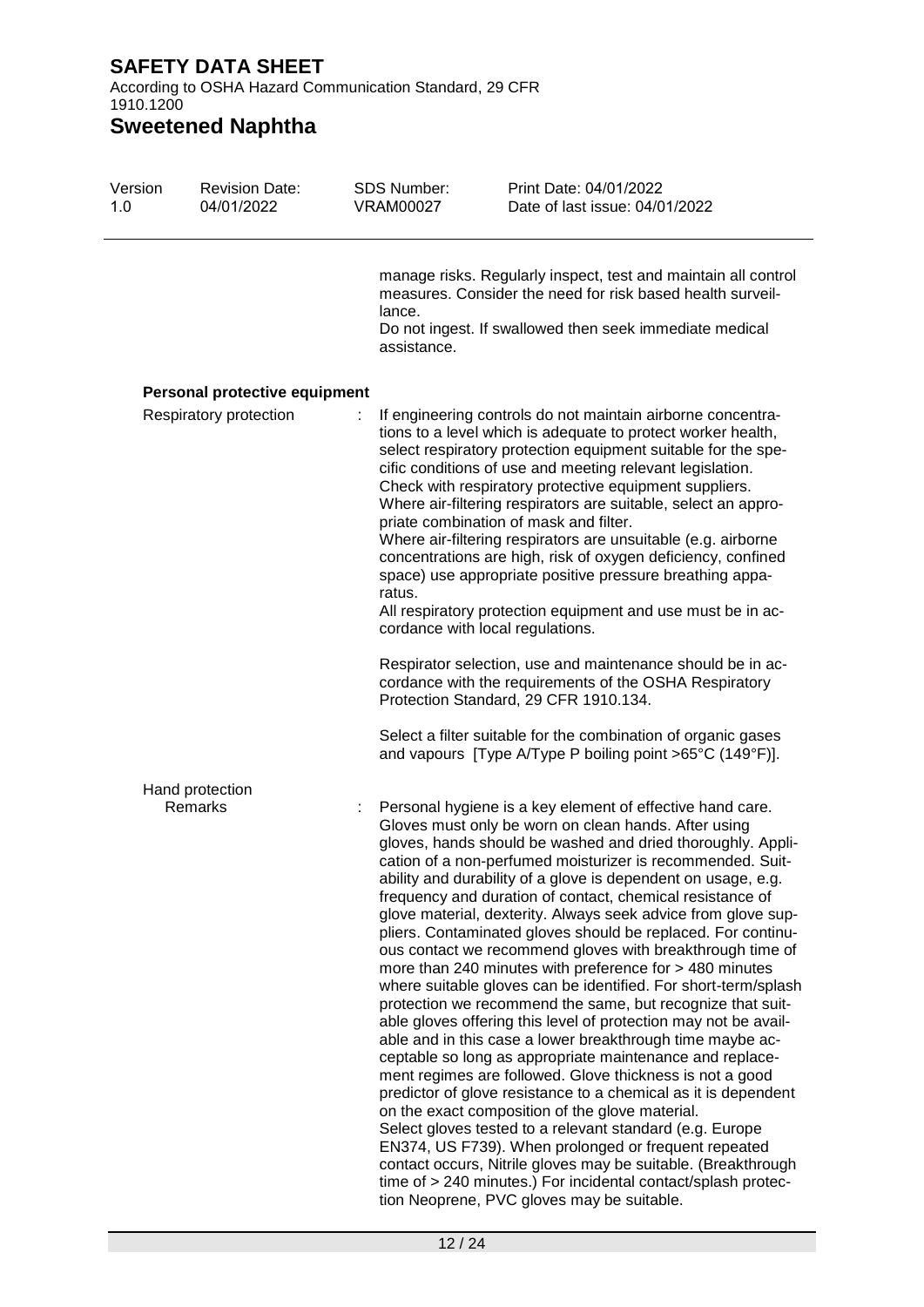manage risks. Regularly inspect, test and maintain all control measures. Consider the need for risk based health surveillance.
Do not ingest. If swallowed then seek immediate medical assistance.

**Personal protective equipment**

Respiratory protection : If engineering controls do not maintain airborne concentrations to a level which is adequate to protect worker health, select respiratory protection equipment suitable for the specific conditions of use and meeting relevant legislation. Check with respiratory protective equipment suppliers. Where air-filtering respirators are suitable, select an appropriate combination of mask and filter. Where air-filtering respirators are unsuitable (e.g. airborne concentrations are high, risk of oxygen deficiency, confined space) use appropriate positive pressure breathing apparatus. All respiratory protection equipment and use must be in accordance with local regulations.

Respirator selection, use and maintenance should be in accordance with the requirements of the OSHA Respiratory Protection Standard, 29 CFR 1910.134.

Select a filter suitable for the combination of organic gases and vapours [Type A/Type P boiling point >65°C (149°F)].

Hand protection

Remarks : Personal hygiene is a key element of effective hand care. Gloves must only be worn on clean hands. After using gloves, hands should be washed and dried thoroughly. Application of a non-perfumed moisturizer is recommended. Suitability and durability of a glove is dependent on usage, e.g. frequency and duration of contact, chemical resistance of glove material, dexterity. Always seek advice from glove suppliers. Contaminated gloves should be replaced. For continuous contact we recommend gloves with breakthrough time of more than 240 minutes with preference for > 480 minutes where suitable gloves can be identified. For short-term/splash protection we recommend the same, but recognize that suitable gloves offering this level of protection may not be available and in this case a lower breakthrough time maybe acceptable so long as appropriate maintenance and replacement regimes are followed. Glove thickness is not a good predictor of glove resistance to a chemical as it is dependent on the exact composition of the glove material. Select gloves tested to a relevant standard (e.g. Europe EN374, US F739). When prolonged or frequent repeated contact occurs, Nitrile gloves may be suitable. (Breakthrough time of > 240 minutes.) For incidental contact/splash protection Neoprene, PVC gloves may be suitable.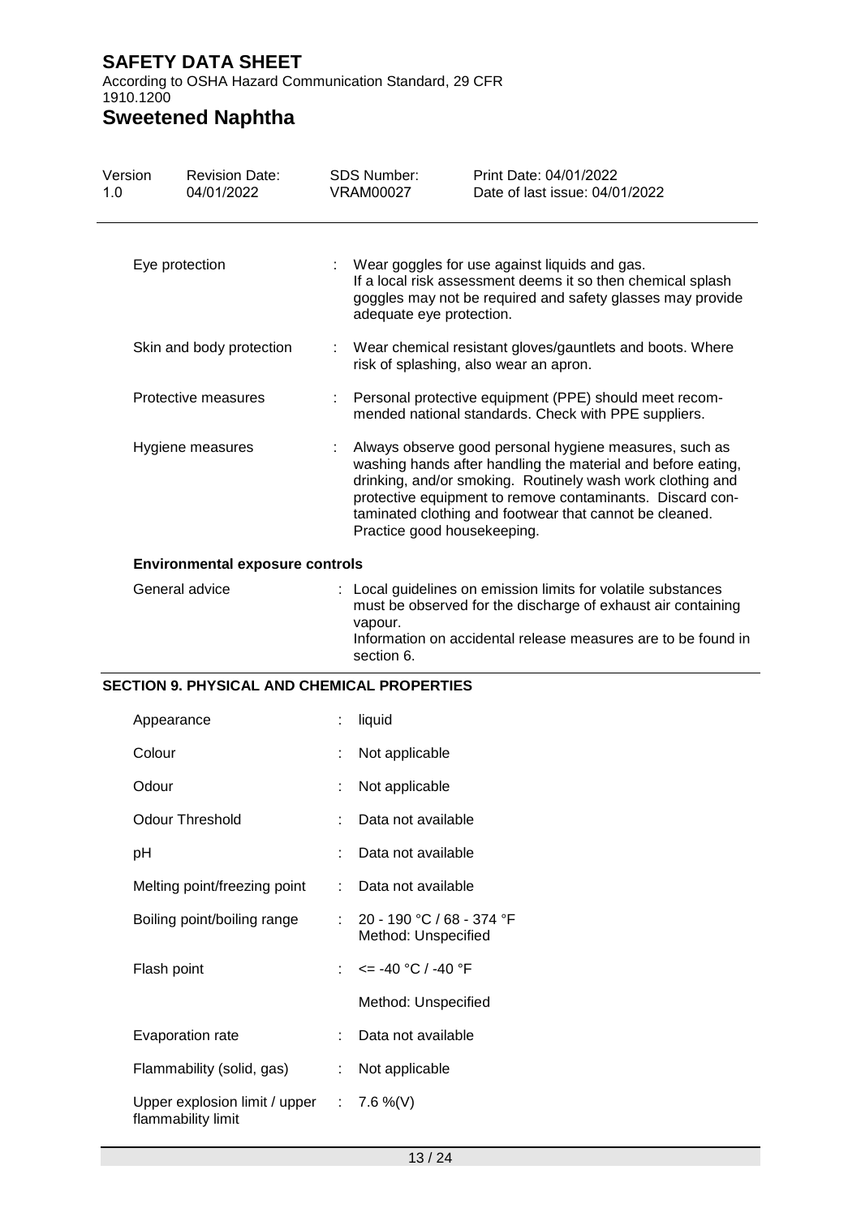| Eye protection | : | Wear goggles for use against liquids and gas. If a local risk assessment deems it so then chemical splash goggles may not be required and safety glasses may provide adequate eye protection. |
|---|---|---|
| Skin and body protection | : | Wear chemical resistant gloves/gauntlets and boots. Where risk of splashing, also wear an apron. |
| Protective measures | : | Personal protective equipment (PPE) should meet recommended national standards. Check with PPE suppliers. |
| Hygiene measures | : | Always observe good personal hygiene measures, such as washing hands after handling the material and before eating, drinking, and/or smoking. Routinely wash work clothing and protective equipment to remove contaminants. Discard contaminated clothing and footwear that cannot be cleaned. Practice good housekeeping. |

**Environmental exposure controls**

| General advice | : | Local guidelines on emission limits for volatile substances must be observed for the discharge of exhaust air containing vapour. Information on accidental release measures are to be found in section 6. |
|---|---|---|

## SECTION 9. PHYSICAL AND CHEMICAL PROPERTIES

| Appearance | : | liquid |
|---|---|---|
| Colour | : | Not applicable |
| Odour | : | Not applicable |
| Odour Threshold | : | Data not available |
| pH | : | Data not available |
| Melting point/freezing point | : | Data not available |
| Boiling point/boiling range | : | 20 - 190 °C / 68 - 374 °F<br>Method: Unspecified |
| Flash point | : | <= -40 °C / -40 °F<br>Method: Unspecified |
| Evaporation rate | : | Data not available |
| Flammability (solid, gas) | : | Not applicable |
| Upper explosion limit / upper flammability limit | : | 7.6 %(V) |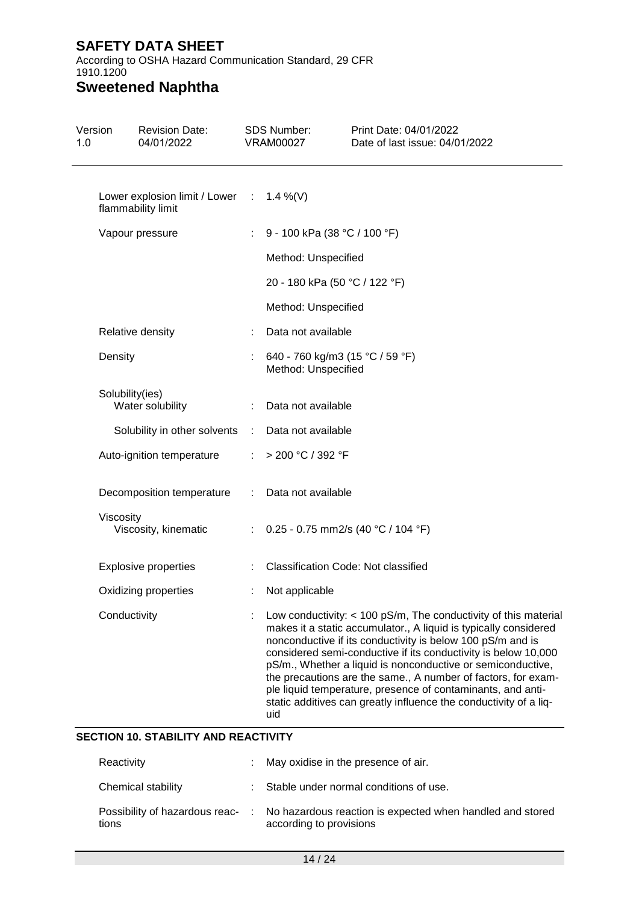| | | |
|---|---|---|
| Lower explosion limit / Lower flammability limit | : | 1.4 %(V) |
| Vapour pressure | : | 9 - 100 kPa (38 °C / 100 °F)<br>Method: Unspecified<br>20 - 180 kPa (50 °C / 122 °F)<br>Method: Unspecified |
| Relative density | : | Data not available |
| Density | : | 640 - 760 kg/m3 (15 °C / 59 °F)<br>Method: Unspecified |
| Solubility(ies)<br>Water solubility | : | Data not available |
| Solubility in other solvents | : | Data not available |
| Auto-ignition temperature | : | > 200 °C / 392 °F |
| Decomposition temperature | : | Data not available |
| Viscosity<br>Viscosity, kinematic | : | 0.25 - 0.75 mm2/s (40 °C / 104 °F) |
| Explosive properties | : | Classification Code: Not classified |
| Oxidizing properties | : | Not applicable |
| Conductivity | : | Low conductivity: < 100 pS/m, The conductivity of this material makes it a static accumulator., A liquid is typically considered nonconductive if its conductivity is below 100 pS/m and is considered semi-conductive if its conductivity is below 10,000 pS/m., Whether a liquid is nonconductive or semiconductive, the precautions are the same., A number of factors, for example liquid temperature, presence of contaminants, and anti-static additives can greatly influence the conductivity of a liquid |

## SECTION 10. STABILITY AND REACTIVITY

| | | |
|---|---|---|
| Reactivity | : | May oxidise in the presence of air. |
| Chemical stability | : | Stable under normal conditions of use. |
| Possibility of hazardous reactions | : | No hazardous reaction is expected when handled and stored according to provisions |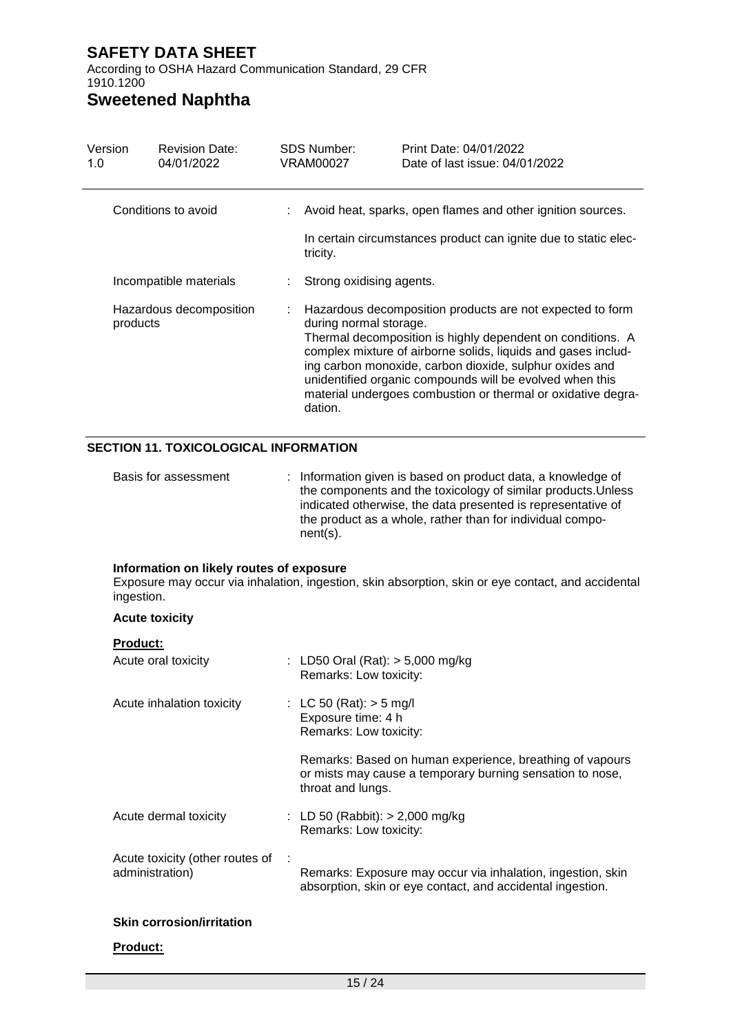| | | |
|---|---|---|
| Conditions to avoid | : | Avoid heat, sparks, open flames and other ignition sources.<br><br>In certain circumstances product can ignite due to static electricity. |
| Incompatible materials | : | Strong oxidising agents. |
| Hazardous decomposition products | : | Hazardous decomposition products are not expected to form during normal storage.<br>Thermal decomposition is highly dependent on conditions. A complex mixture of airborne solids, liquids and gases including carbon monoxide, carbon dioxide, sulphur oxides and unidentified organic compounds will be evolved when this material undergoes combustion or thermal or oxidative degradation. |

## SECTION 11. TOXICOLOGICAL INFORMATION

| | | |
|---|---|---|
| Basis for assessment | : | Information given is based on product data, a knowledge of the components and the toxicology of similar products.Unless indicated otherwise, the data presented is representative of the product as a whole, rather than for individual component(s). |

**Information on likely routes of exposure**

Exposure may occur via inhalation, ingestion, skin absorption, skin or eye contact, and accidental ingestion.

**Acute toxicity**

**Product:**

| | | |
|---|---|---|
| Acute oral toxicity | : | LD50 Oral (Rat): > 5,000 mg/kg<br>Remarks: Low toxicity: |
| Acute inhalation toxicity | : | LC 50 (Rat): > 5 mg/l<br>Exposure time: 4 h<br>Remarks: Low toxicity:<br><br>Remarks: Based on human experience, breathing of vapours or mists may cause a temporary burning sensation to nose, throat and lungs. |
| Acute dermal toxicity | : | LD 50 (Rabbit): > 2,000 mg/kg<br>Remarks: Low toxicity: |
| Acute toxicity (other routes of administration) | : | Remarks: Exposure may occur via inhalation, ingestion, skin absorption, skin or eye contact, and accidental ingestion. |

**Skin corrosion/irritation**

**Product:**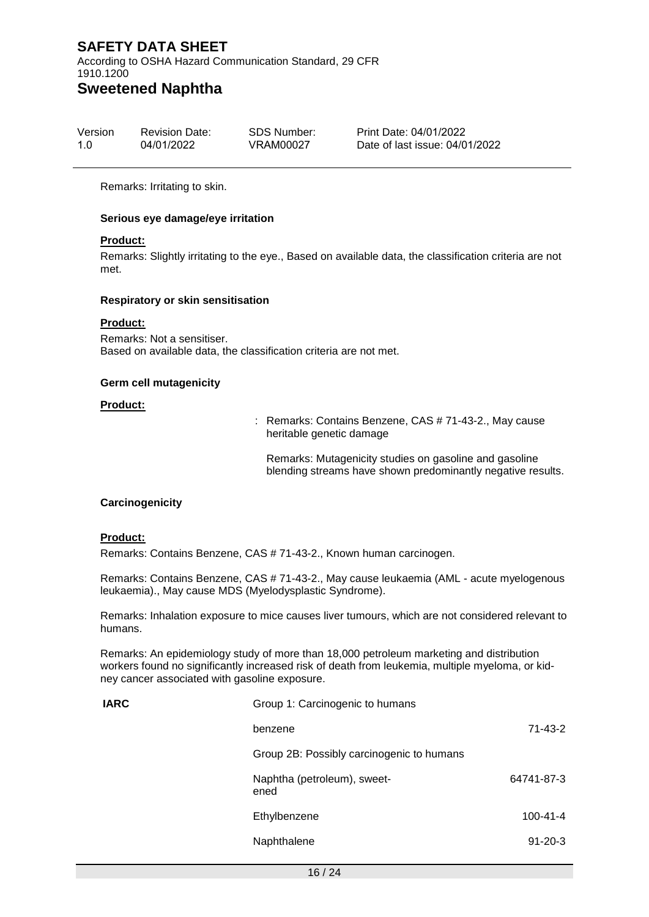Remarks: Irritating to skin.

**Serious eye damage/eye irritation**

**Product:**

Remarks: Slightly irritating to the eye., Based on available data, the classification criteria are not met.

**Respiratory or skin sensitisation**

**Product:**

Remarks: Not a sensitiser.
Based on available data, the classification criteria are not met.

**Germ cell mutagenicity**

**Product:**

: Remarks: Contains Benzene, CAS # 71-43-2., May cause heritable genetic damage

Remarks: Mutagenicity studies on gasoline and gasoline blending streams have shown predominantly negative results.

**Carcinogenicity**

**Product:**

Remarks: Contains Benzene, CAS # 71-43-2., Known human carcinogen.

Remarks: Contains Benzene, CAS # 71-43-2., May cause leukaemia (AML - acute myelogenous leukaemia)., May cause MDS (Myelodysplastic Syndrome).

Remarks: Inhalation exposure to mice causes liver tumours, which are not considered relevant to humans.

Remarks: An epidemiology study of more than 18,000 petroleum marketing and distribution workers found no significantly increased risk of death from leukemia, multiple myeloma, or kidney cancer associated with gasoline exposure.

| | | |
|---|---|---|
| **IARC** | Group 1: Carcinogenic to humans | |
| | benzene | 71-43-2 |
| | Group 2B: Possibly carcinogenic to humans | |
| | Naphtha (petroleum), sweetened | 64741-87-3 |
| | Ethylbenzene | 100-41-4 |
| | Naphthalene | 91-20-3 |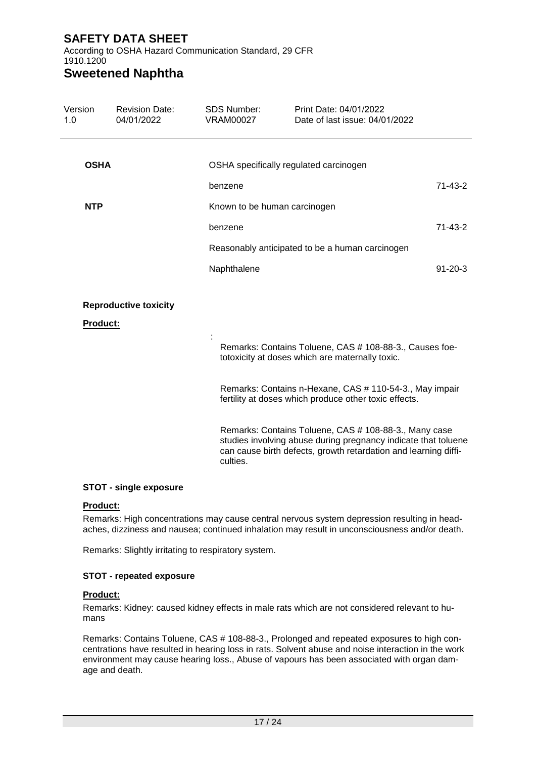| | | |
|---|---|---|
| **OSHA** | OSHA specifically regulated carcinogen | |
| | benzene | 71-43-2 |
| **NTP** | Known to be human carcinogen | |
| | benzene | 71-43-2 |
| | Reasonably anticipated to be a human carcinogen | |
| | Naphthalene | 91-20-3 |

**Reproductive toxicity**

**Product:**

:

Remarks: Contains Toluene, CAS # 108-88-3., Causes foetotoxicity at doses which are maternally toxic.

Remarks: Contains n-Hexane, CAS # 110-54-3., May impair fertility at doses which produce other toxic effects.

Remarks: Contains Toluene, CAS # 108-88-3., Many case studies involving abuse during pregnancy indicate that toluene can cause birth defects, growth retardation and learning difficulties.

**STOT - single exposure**

**Product:**

Remarks: High concentrations may cause central nervous system depression resulting in headaches, dizziness and nausea; continued inhalation may result in unconsciousness and/or death.

Remarks: Slightly irritating to respiratory system.

**STOT - repeated exposure**

**Product:**

Remarks: Kidney: caused kidney effects in male rats which are not considered relevant to humans

Remarks: Contains Toluene, CAS # 108-88-3., Prolonged and repeated exposures to high concentrations have resulted in hearing loss in rats. Solvent abuse and noise interaction in the work environment may cause hearing loss., Abuse of vapours has been associated with organ damage and death.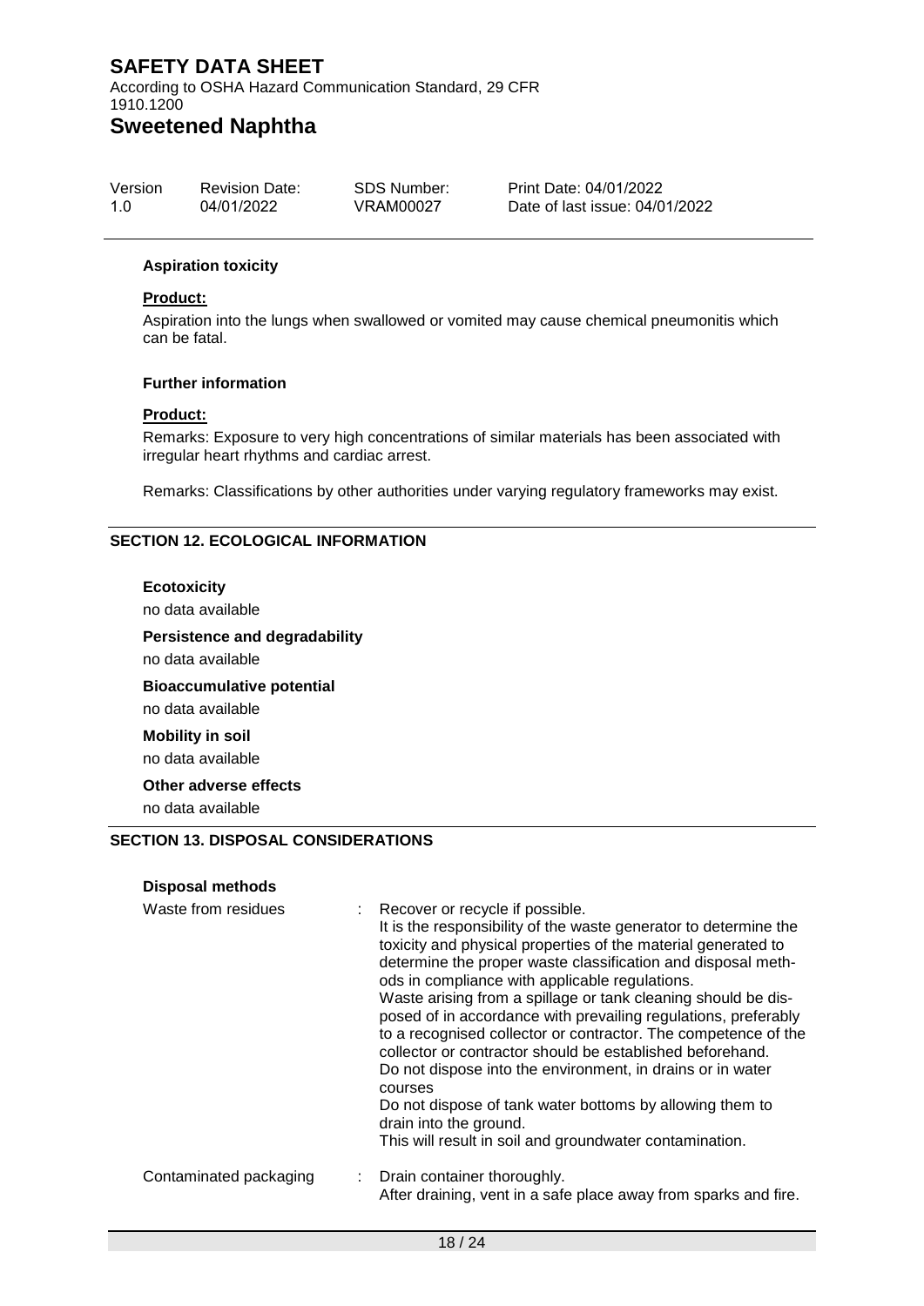**Aspiration toxicity**

**Product:**

Aspiration into the lungs when swallowed or vomited may cause chemical pneumonitis which can be fatal.

**Further information**

**Product:**

Remarks: Exposure to very high concentrations of similar materials has been associated with irregular heart rhythms and cardiac arrest.

Remarks: Classifications by other authorities under varying regulatory frameworks may exist.

## SECTION 12. ECOLOGICAL INFORMATION

**Ecotoxicity**

no data available

**Persistence and degradability**

no data available

**Bioaccumulative potential**

no data available

**Mobility in soil**

no data available

**Other adverse effects**

no data available

## SECTION 13. DISPOSAL CONSIDERATIONS

**Disposal methods**

Waste from residues : Recover or recycle if possible.
It is the responsibility of the waste generator to determine the toxicity and physical properties of the material generated to determine the proper waste classification and disposal methods in compliance with applicable regulations.
Waste arising from a spillage or tank cleaning should be disposed of in accordance with prevailing regulations, preferably to a recognised collector or contractor. The competence of the collector or contractor should be established beforehand.
Do not dispose into the environment, in drains or in water courses
Do not dispose of tank water bottoms by allowing them to drain into the ground.
This will result in soil and groundwater contamination.

Contaminated packaging : Drain container thoroughly.
After draining, vent in a safe place away from sparks and fire.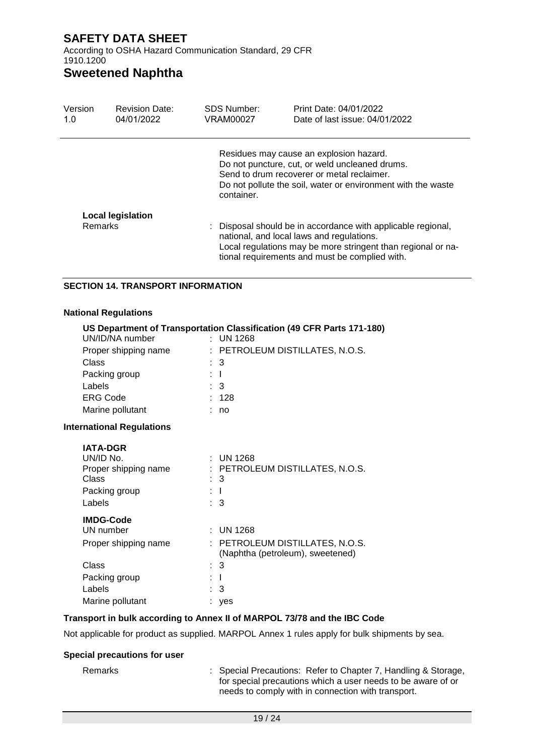Residues may cause an explosion hazard.
Do not puncture, cut, or weld uncleaned drums.
Send to drum recoverer or metal reclaimer.
Do not pollute the soil, water or environment with the waste container.

**Local legislation**

Remarks : Disposal should be in accordance with applicable regional, national, and local laws and regulations.
Local regulations may be more stringent than regional or national requirements and must be complied with.

## SECTION 14. TRANSPORT INFORMATION

### National Regulations

**US Department of Transportation Classification (49 CFR Parts 171-180)**

| | |
|---|---|
| UN/ID/NA number | : UN 1268 |
| Proper shipping name | : PETROLEUM DISTILLATES, N.O.S. |
| Class | : 3 |
| Packing group | : I |
| Labels | : 3 |
| ERG Code | : 128 |
| Marine pollutant | : no |

### International Regulations

**IATA-DGR**

| | |
|---|---|
| UN/ID No. | : UN 1268 |
| Proper shipping name | : PETROLEUM DISTILLATES, N.O.S. |
| Class | : 3 |
| Packing group | : I |
| Labels | : 3 |

**IMDG-Code**

| | |
|---|---|
| UN number | : UN 1268 |
| Proper shipping name | : PETROLEUM DISTILLATES, N.O.S. (Naphtha (petroleum), sweetened) |
| Class | : 3 |
| Packing group | : I |
| Labels | : 3 |
| Marine pollutant | : yes |

**Transport in bulk according to Annex II of MARPOL 73/78 and the IBC Code**

Not applicable for product as supplied. MARPOL Annex 1 rules apply for bulk shipments by sea.

**Special precautions for user**

Remarks : Special Precautions: Refer to Chapter 7, Handling & Storage, for special precautions which a user needs to be aware of or needs to comply with in connection with transport.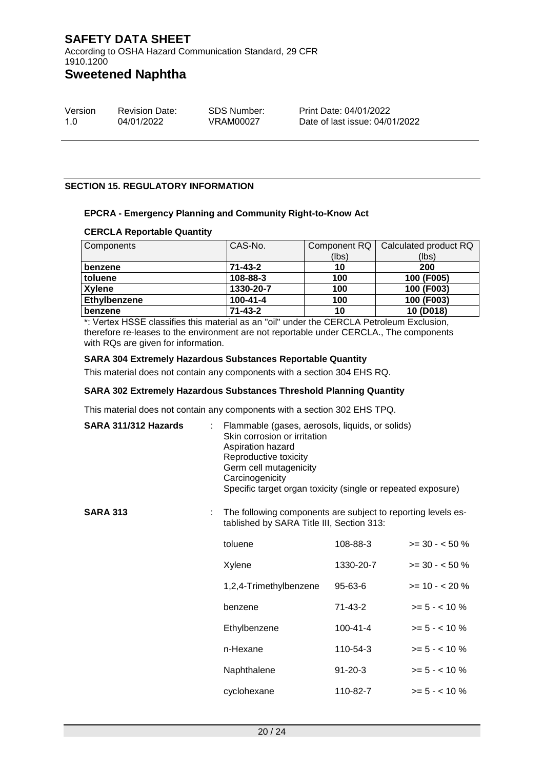## SECTION 15. REGULATORY INFORMATION

**EPCRA - Emergency Planning and Community Right-to-Know Act**

**CERCLA Reportable Quantity**

| Components | CAS-No. | Component RQ (lbs) | Calculated product RQ (lbs) |
|---|---|---|---|
| **benzene** | **71-43-2** | **10** | **200** |
| **toluene** | **108-88-3** | **100** | **100 (F005)** |
| **Xylene** | **1330-20-7** | **100** | **100 (F003)** |
| **Ethylbenzene** | **100-41-4** | **100** | **100 (F003)** |
| **benzene** | **71-43-2** | **10** | **10 (D018)** |

*: Vertex HSSE classifies this material as an "oil" under the CERCLA Petroleum Exclusion, therefore re-leases to the environment are not reportable under CERCLA., The components with RQs are given for information.

**SARA 304 Extremely Hazardous Substances Reportable Quantity**

This material does not contain any components with a section 304 EHS RQ.

**SARA 302 Extremely Hazardous Substances Threshold Planning Quantity**

This material does not contain any components with a section 302 EHS TPQ.

**SARA 311/312 Hazards** : Flammable (gases, aerosols, liquids, or solids)
Skin corrosion or irritation
Aspiration hazard
Reproductive toxicity
Germ cell mutagenicity
Carcinogenicity
Specific target organ toxicity (single or repeated exposure)

**SARA 313** : The following components are subject to reporting levels established by SARA Title III, Section 313:

| | | |
|---|---|---|
| toluene | 108-88-3 | >= 30 - < 50 % |
| Xylene | 1330-20-7 | >= 30 - < 50 % |
| 1,2,4-Trimethylbenzene | 95-63-6 | >= 10 - < 20 % |
| benzene | 71-43-2 | >= 5 - < 10 % |
| Ethylbenzene | 100-41-4 | >= 5 - < 10 % |
| n-Hexane | 110-54-3 | >= 5 - < 10 % |
| Naphthalene | 91-20-3 | >= 5 - < 10 % |
| cyclohexane | 110-82-7 | >= 5 - < 10 % |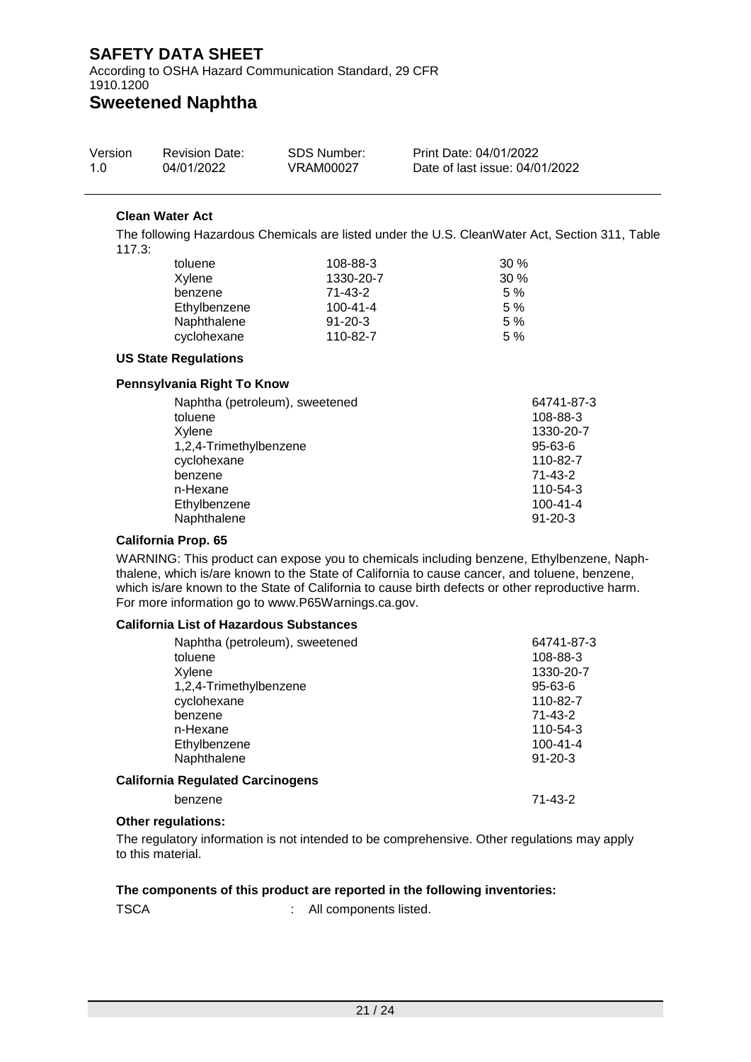#### Clean Water Act

The following Hazardous Chemicals are listed under the U.S. CleanWater Act, Section 311, Table 117.3:

| | | |
|---|---|---|
| toluene | 108-88-3 | 30 % |
| Xylene | 1330-20-7 | 30 % |
| benzene | 71-43-2 | 5 % |
| Ethylbenzene | 100-41-4 | 5 % |
| Naphthalene | 91-20-3 | 5 % |
| cyclohexane | 110-82-7 | 5 % |

#### US State Regulations

#### Pennsylvania Right To Know

| | |
|---|---|
| Naphtha (petroleum), sweetened | 64741-87-3 |
| toluene | 108-88-3 |
| Xylene | 1330-20-7 |
| 1,2,4-Trimethylbenzene | 95-63-6 |
| cyclohexane | 110-82-7 |
| benzene | 71-43-2 |
| n-Hexane | 110-54-3 |
| Ethylbenzene | 100-41-4 |
| Naphthalene | 91-20-3 |

#### California Prop. 65

WARNING: This product can expose you to chemicals including benzene, Ethylbenzene, Naphthalene, which is/are known to the State of California to cause cancer, and toluene, benzene, which is/are known to the State of California to cause birth defects or other reproductive harm. For more information go to www.P65Warnings.ca.gov.

#### California List of Hazardous Substances

| | |
|---|---|
| Naphtha (petroleum), sweetened | 64741-87-3 |
| toluene | 108-88-3 |
| Xylene | 1330-20-7 |
| 1,2,4-Trimethylbenzene | 95-63-6 |
| cyclohexane | 110-82-7 |
| benzene | 71-43-2 |
| n-Hexane | 110-54-3 |
| Ethylbenzene | 100-41-4 |
| Naphthalene | 91-20-3 |

#### California Regulated Carcinogens

| | |
|---|---|
| benzene | 71-43-2 |

#### Other regulations:

The regulatory information is not intended to be comprehensive. Other regulations may apply to this material.

#### The components of this product are reported in the following inventories:

TSCA : All components listed.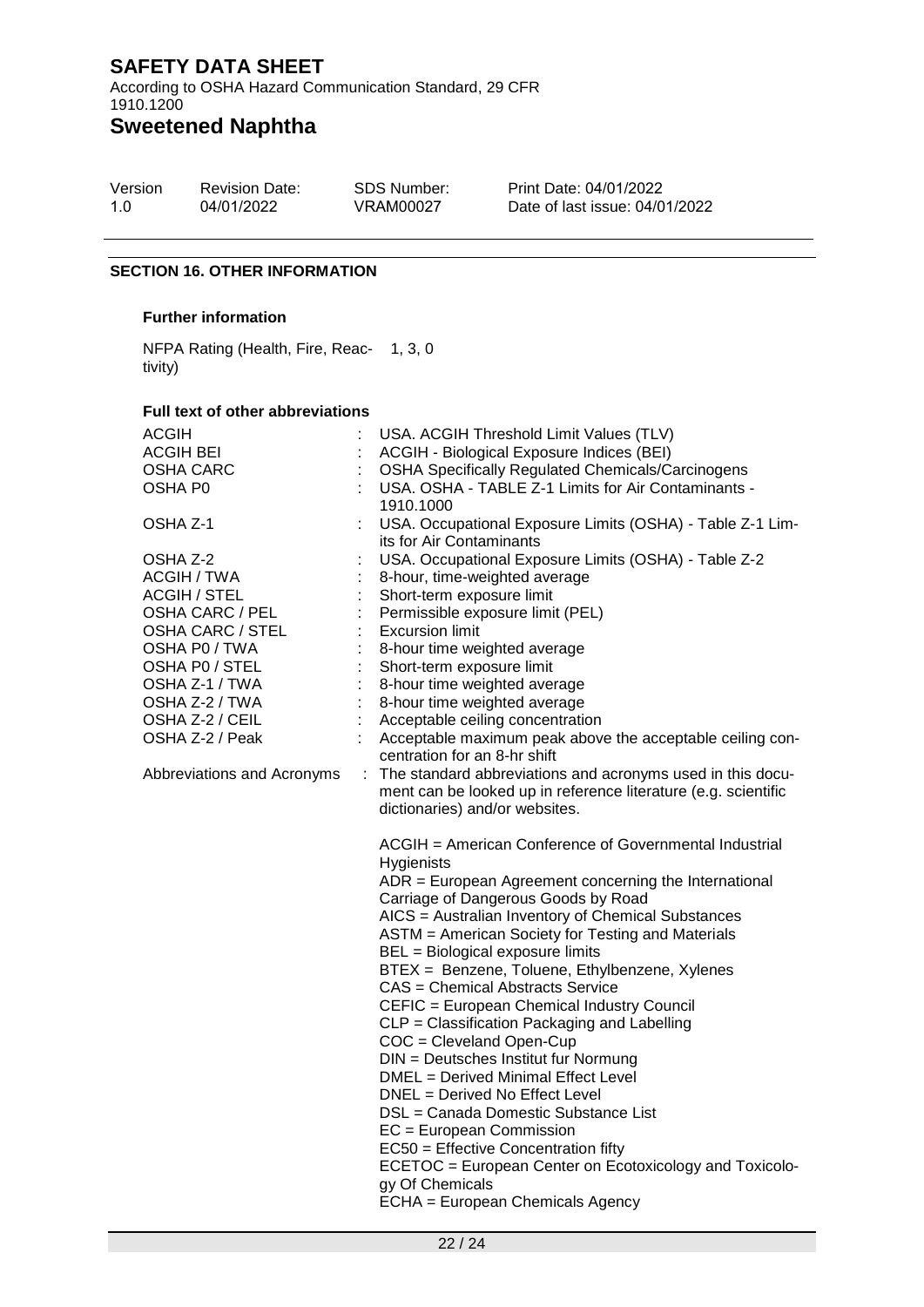## SECTION 16. OTHER INFORMATION

### Further information

NFPA Rating (Health, Fire, Reactivity) 1, 3, 0

### Full text of other abbreviations

| | | |
|---|---|---|
| ACGIH | : | USA. ACGIH Threshold Limit Values (TLV) |
| ACGIH BEI | : | ACGIH - Biological Exposure Indices (BEI) |
| OSHA CARC | : | OSHA Specifically Regulated Chemicals/Carcinogens |
| OSHA P0 | : | USA. OSHA - TABLE Z-1 Limits for Air Contaminants - 1910.1000 |
| OSHA Z-1 | : | USA. Occupational Exposure Limits (OSHA) - Table Z-1 Limits for Air Contaminants |
| OSHA Z-2 | : | USA. Occupational Exposure Limits (OSHA) - Table Z-2 |
| ACGIH / TWA | : | 8-hour, time-weighted average |
| ACGIH / STEL | : | Short-term exposure limit |
| OSHA CARC / PEL | : | Permissible exposure limit (PEL) |
| OSHA CARC / STEL | : | Excursion limit |
| OSHA P0 / TWA | : | 8-hour time weighted average |
| OSHA P0 / STEL | : | Short-term exposure limit |
| OSHA Z-1 / TWA | : | 8-hour time weighted average |
| OSHA Z-2 / TWA | : | 8-hour time weighted average |
| OSHA Z-2 / CEIL | : | Acceptable ceiling concentration |
| OSHA Z-2 / Peak | : | Acceptable maximum peak above the acceptable ceiling concentration for an 8-hr shift |

Abbreviations and Acronyms : The standard abbreviations and acronyms used in this document can be looked up in reference literature (e.g. scientific dictionaries) and/or websites.

ACGIH = American Conference of Governmental Industrial Hygienists
ADR = European Agreement concerning the International Carriage of Dangerous Goods by Road
AICS = Australian Inventory of Chemical Substances
ASTM = American Society for Testing and Materials
BEL = Biological exposure limits
BTEX = Benzene, Toluene, Ethylbenzene, Xylenes
CAS = Chemical Abstracts Service
CEFIC = European Chemical Industry Council
CLP = Classification Packaging and Labelling
COC = Cleveland Open-Cup
DIN = Deutsches Institut fur Normung
DMEL = Derived Minimal Effect Level
DNEL = Derived No Effect Level
DSL = Canada Domestic Substance List
EC = European Commission
EC50 = Effective Concentration fifty
ECETOC = European Center on Ecotoxicology and Toxicology Of Chemicals
ECHA = European Chemicals Agency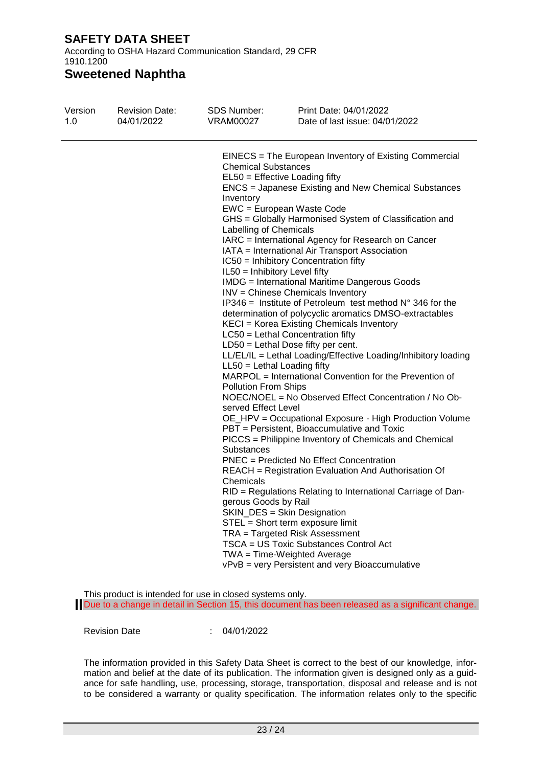EINECS = The European Inventory of Existing Commercial Chemical Substances
EL50 = Effective Loading fifty
ENCS = Japanese Existing and New Chemical Substances Inventory
EWC = European Waste Code
GHS = Globally Harmonised System of Classification and Labelling of Chemicals
IARC = International Agency for Research on Cancer
IATA = International Air Transport Association
IC50 = Inhibitory Concentration fifty
IL50 = Inhibitory Level fifty
IMDG = International Maritime Dangerous Goods
INV = Chinese Chemicals Inventory
IP346 = Institute of Petroleum test method N° 346 for the determination of polycyclic aromatics DMSO-extractables
KECI = Korea Existing Chemicals Inventory
LC50 = Lethal Concentration fifty
LD50 = Lethal Dose fifty per cent.
LL/EL/IL = Lethal Loading/Effective Loading/Inhibitory loading
LL50 = Lethal Loading fifty
MARPOL = International Convention for the Prevention of Pollution From Ships
NOEC/NOEL = No Observed Effect Concentration / No Observed Effect Level
OE_HPV = Occupational Exposure - High Production Volume
PBT = Persistent, Bioaccumulative and Toxic
PICCS = Philippine Inventory of Chemicals and Chemical Substances
PNEC = Predicted No Effect Concentration
REACH = Registration Evaluation And Authorisation Of Chemicals
RID = Regulations Relating to International Carriage of Dangerous Goods by Rail
SKIN_DES = Skin Designation
STEL = Short term exposure limit
TRA = Targeted Risk Assessment
TSCA = US Toxic Substances Control Act
TWA = Time-Weighted Average
vPvB = very Persistent and very Bioaccumulative

This product is intended for use in closed systems only.

Due to a change in detail in Section 15, this document has been released as a significant change.

Revision Date : 04/01/2022

The information provided in this Safety Data Sheet is correct to the best of our knowledge, information and belief at the date of its publication. The information given is designed only as a guidance for safe handling, use, processing, storage, transportation, disposal and release and is not to be considered a warranty or quality specification. The information relates only to the specific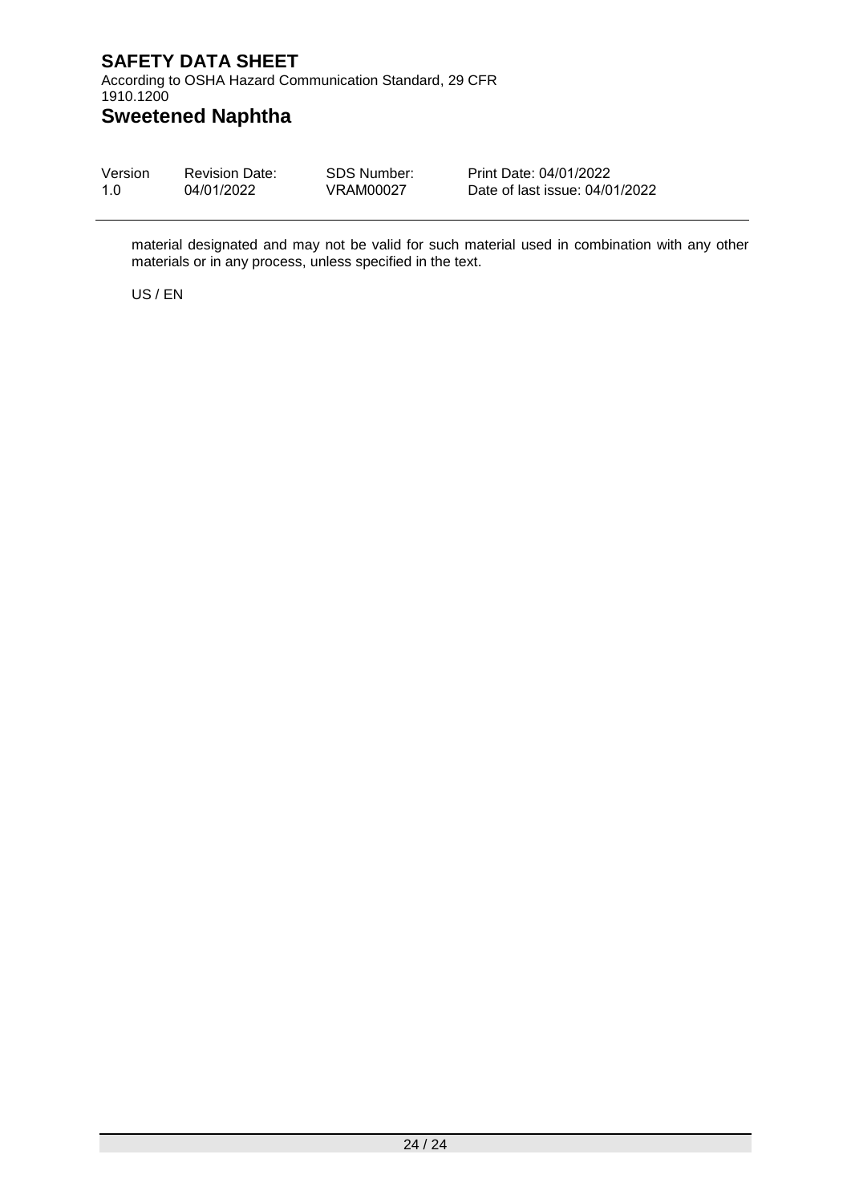material designated and may not be valid for such material used in combination with any other materials or in any process, unless specified in the text.

US / EN